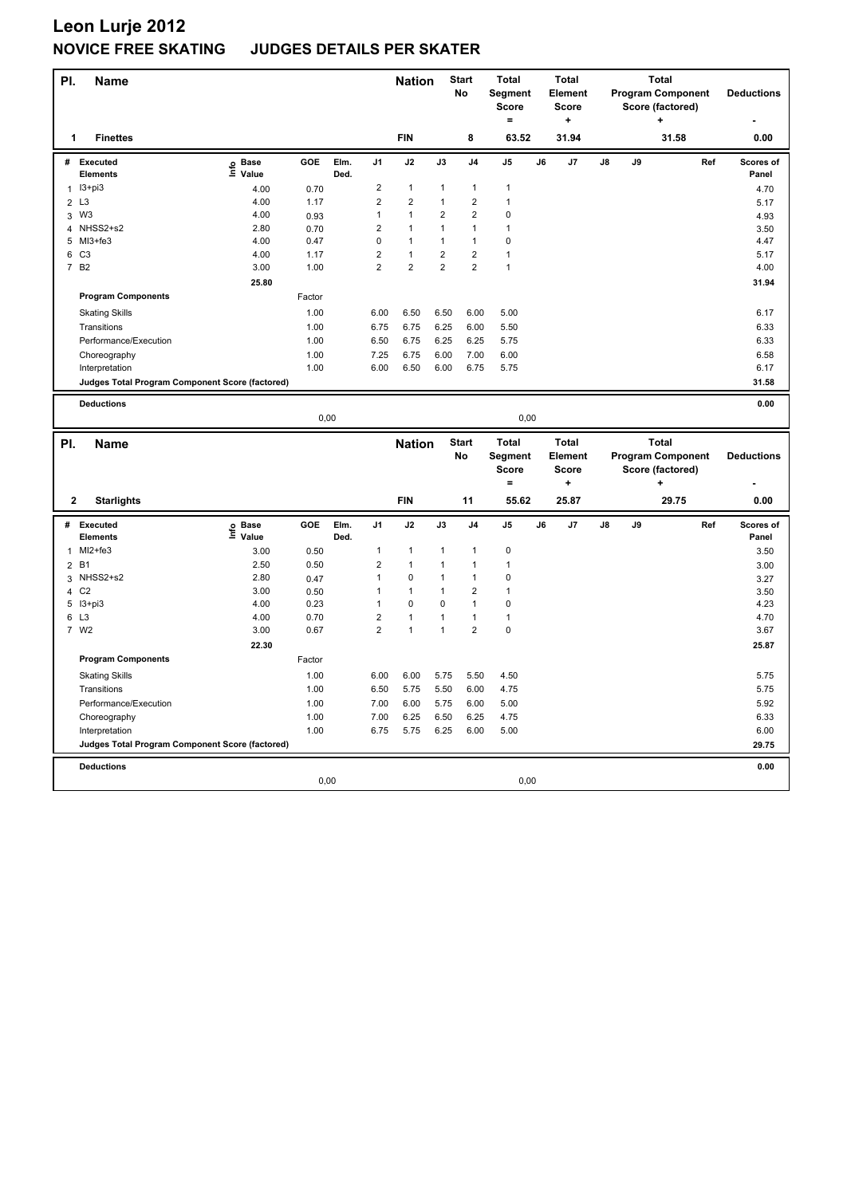# Leon Lurje 2012

## NOVICE FREE SKATING JUDGES DETAILS PER SKATER

| Pl. | Name | Nation | Start No | Total Segment Score = | Total Element Score + | Total Program Component Score (factored) + | Deductions - |
|---|---|---|---|---|---|---|---|
| 1 | Finettes | FIN | 8 | 63.52 | 31.94 | 31.58 | 0.00 |

| # | Executed Elements | Info | Base Value | GOE | Elm. Ded. | J1 | J2 | J3 | J4 | J5 | J6 | J7 | J8 | J9 | Ref | Scores of Panel |
|---|---|---|---|---|---|---|---|---|---|---|---|---|---|---|---|---|
| 1 | I3+pi3 | | 4.00 | 0.70 | | 2 | 1 | 1 | 1 | 1 | | | | | | 4.70 |
| 2 | L3 | | 4.00 | 1.17 | | 2 | 2 | 1 | 2 | 1 | | | | | | 5.17 |
| 3 | W3 | | 4.00 | 0.93 | | 1 | 1 | 2 | 2 | 0 | | | | | | 4.93 |
| 4 | NHSS2+s2 | | 2.80 | 0.70 | | 2 | 1 | 1 | 1 | 1 | | | | | | 3.50 |
| 5 | MI3+fe3 | | 4.00 | 0.47 | | 0 | 1 | 1 | 1 | 0 | | | | | | 4.47 |
| 6 | C3 | | 4.00 | 1.17 | | 2 | 1 | 2 | 2 | 1 | | | | | | 5.17 |
| 7 | B2 | | 3.00 | 1.00 | | 2 | 2 | 2 | 2 | 1 | | | | | | 4.00 |
| | | | 25.80 | | | | | | | | | | | | | 31.94 |

| Program Components | Factor | J1 | J2 | J3 | J4 | J5 | J6 | J7 | J8 | J9 | Ref | Scores of Panel |
|---|---|---|---|---|---|---|---|---|---|---|---|---|
| Skating Skills | 1.00 | 6.00 | 6.50 | 6.50 | 6.00 | 5.00 | | | | | | 6.17 |
| Transitions | 1.00 | 6.75 | 6.75 | 6.25 | 6.00 | 5.50 | | | | | | 6.33 |
| Performance/Execution | 1.00 | 6.50 | 6.75 | 6.25 | 6.25 | 5.75 | | | | | | 6.33 |
| Choreography | 1.00 | 7.25 | 6.75 | 6.00 | 7.00 | 6.00 | | | | | | 6.58 |
| Interpretation | 1.00 | 6.00 | 6.50 | 6.00 | 6.75 | 5.75 | | | | | | 6.17 |
| Judges Total Program Component Score (factored) | | | | | | | | | | | | 31.58 |

**Deductions** 0,00 0,00 **0.00**

| Pl. | Name | Nation | Start No | Total Segment Score = | Total Element Score + | Total Program Component Score (factored) + | Deductions - |
|---|---|---|---|---|---|---|---|
| 2 | Starlights | FIN | 11 | 55.62 | 25.87 | 29.75 | 0.00 |

| # | Executed Elements | Info | Base Value | GOE | Elm. Ded. | J1 | J2 | J3 | J4 | J5 | J6 | J7 | J8 | J9 | Ref | Scores of Panel |
|---|---|---|---|---|---|---|---|---|---|---|---|---|---|---|---|---|
| 1 | MI2+fe3 | | 3.00 | 0.50 | | 1 | 1 | 1 | 1 | 0 | | | | | | 3.50 |
| 2 | B1 | | 2.50 | 0.50 | | 2 | 1 | 1 | 1 | 1 | | | | | | 3.00 |
| 3 | NHSS2+s2 | | 2.80 | 0.47 | | 1 | 0 | 1 | 1 | 0 | | | | | | 3.27 |
| 4 | C2 | | 3.00 | 0.50 | | 1 | 1 | 1 | 2 | 1 | | | | | | 3.50 |
| 5 | I3+pi3 | | 4.00 | 0.23 | | 1 | 0 | 0 | 1 | 0 | | | | | | 4.23 |
| 6 | L3 | | 4.00 | 0.70 | | 2 | 1 | 1 | 1 | 1 | | | | | | 4.70 |
| 7 | W2 | | 3.00 | 0.67 | | 2 | 1 | 1 | 2 | 0 | | | | | | 3.67 |
| | | | 22.30 | | | | | | | | | | | | | 25.87 |

| Program Components | Factor | J1 | J2 | J3 | J4 | J5 | J6 | J7 | J8 | J9 | Ref | Scores of Panel |
|---|---|---|---|---|---|---|---|---|---|---|---|---|
| Skating Skills | 1.00 | 6.00 | 6.00 | 5.75 | 5.50 | 4.50 | | | | | | 5.75 |
| Transitions | 1.00 | 6.50 | 5.75 | 5.50 | 6.00 | 4.75 | | | | | | 5.75 |
| Performance/Execution | 1.00 | 7.00 | 6.00 | 5.75 | 6.00 | 5.00 | | | | | | 5.92 |
| Choreography | 1.00 | 7.00 | 6.25 | 6.50 | 6.25 | 4.75 | | | | | | 6.33 |
| Interpretation | 1.00 | 6.75 | 5.75 | 6.25 | 6.00 | 5.00 | | | | | | 6.00 |
| Judges Total Program Component Score (factored) | | | | | | | | | | | | 29.75 |

**Deductions** 0,00 0,00 **0.00**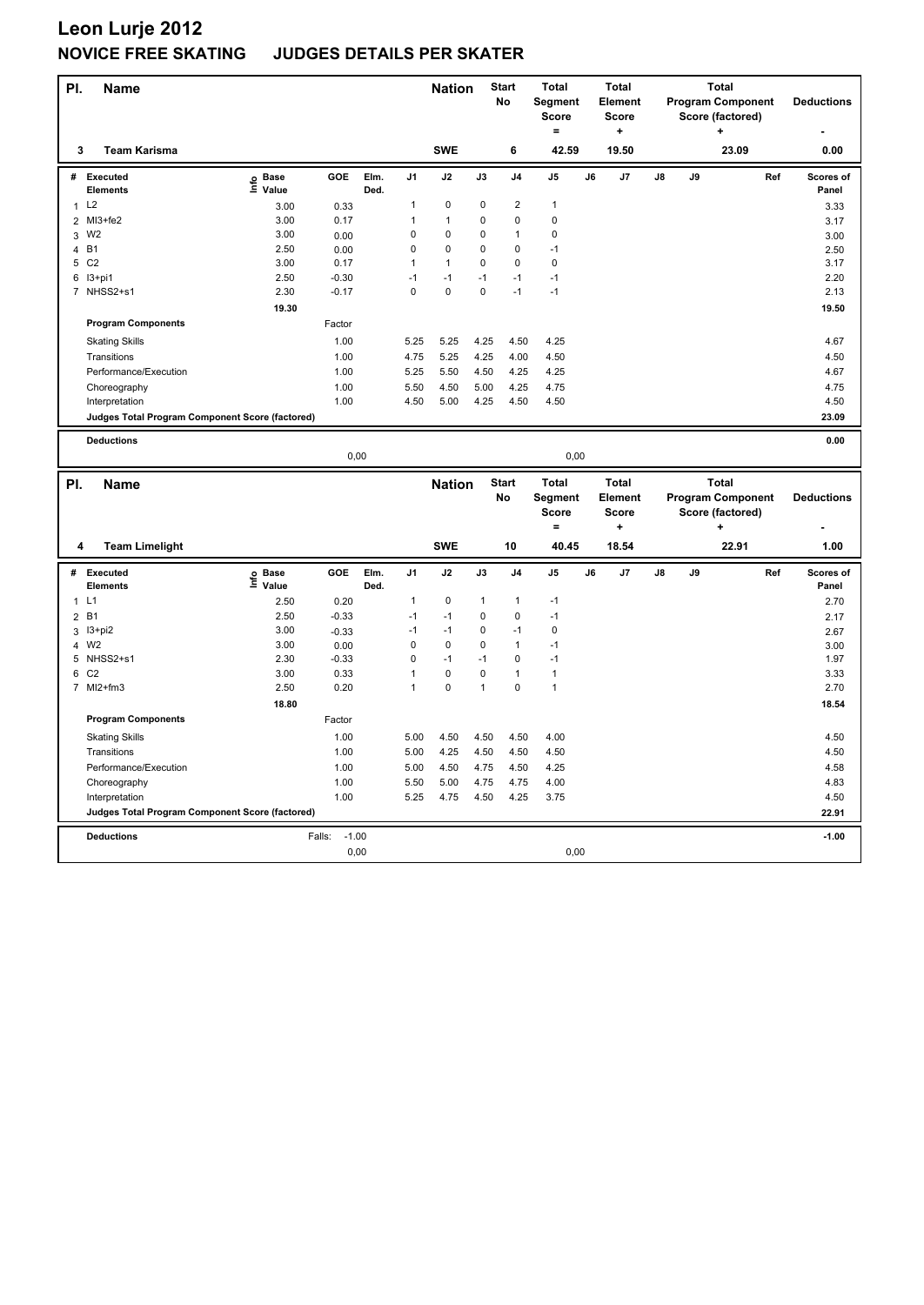# Leon Lurje 2012

## NOVICE FREE SKATING JUDGES DETAILS PER SKATER

| Pl. | Name | Nation | Start No | Total Segment Score = | Total Element Score + | Total Program Component Score (factored) + | Deductions - |
|---|---|---|---|---|---|---|---|
| 3 | Team Karisma | SWE | 6 | 42.59 | 19.50 | 23.09 | 0.00 |

| # | Executed Elements | Info | Base Value | GOE | Elm. Ded. | J1 | J2 | J3 | J4 | J5 | J6 | J7 | J8 | J9 | Ref | Scores of Panel |
|---|---|---|---|---|---|---|---|---|---|---|---|---|---|---|---|---|
| 1 | L2 | | 3.00 | 0.33 | | 1 | 0 | 0 | 2 | 1 | | | | | | 3.33 |
| 2 | MI3+fe2 | | 3.00 | 0.17 | | 1 | 1 | 0 | 0 | 0 | | | | | | 3.17 |
| 3 | W2 | | 3.00 | 0.00 | | 0 | 0 | 0 | 1 | 0 | | | | | | 3.00 |
| 4 | B1 | | 2.50 | 0.00 | | 0 | 0 | 0 | 0 | -1 | | | | | | 2.50 |
| 5 | C2 | | 3.00 | 0.17 | | 1 | 1 | 0 | 0 | 0 | | | | | | 3.17 |
| 6 | I3+pi1 | | 2.50 | -0.30 | | -1 | -1 | -1 | -1 | -1 | | | | | | 2.20 |
| 7 | NHSS2+s1 | | 2.30 | -0.17 | | 0 | 0 | 0 | -1 | -1 | | | | | | 2.13 |
| | | | 19.30 | | | | | | | | | | | | | 19.50 |

| Program Components | Factor | J1 | J2 | J3 | J4 | J5 | J6 | J7 | J8 | J9 | Scores of Panel |
|---|---|---|---|---|---|---|---|---|---|---|---|
| Skating Skills | 1.00 | 5.25 | 5.25 | 4.25 | 4.50 | 4.25 | | | | | 4.67 |
| Transitions | 1.00 | 4.75 | 5.25 | 4.25 | 4.00 | 4.50 | | | | | 4.50 |
| Performance/Execution | 1.00 | 5.25 | 5.50 | 4.50 | 4.25 | 4.25 | | | | | 4.67 |
| Choreography | 1.00 | 5.50 | 4.50 | 5.00 | 4.25 | 4.75 | | | | | 4.75 |
| Interpretation | 1.00 | 4.50 | 5.00 | 4.25 | 4.50 | 4.50 | | | | | 4.50 |
| Judges Total Program Component Score (factored) | | | | | | | | | | | 23.09 |

**Deductions** 0.00

0,00 0,00

| Pl. | Name | Nation | Start No | Total Segment Score = | Total Element Score + | Total Program Component Score (factored) + | Deductions - |
|---|---|---|---|---|---|---|---|
| 4 | Team Limelight | SWE | 10 | 40.45 | 18.54 | 22.91 | 1.00 |

| # | Executed Elements | Info | Base Value | GOE | Elm. Ded. | J1 | J2 | J3 | J4 | J5 | J6 | J7 | J8 | J9 | Ref | Scores of Panel |
|---|---|---|---|---|---|---|---|---|---|---|---|---|---|---|---|---|
| 1 | L1 | | 2.50 | 0.20 | | 1 | 0 | 1 | 1 | -1 | | | | | | 2.70 |
| 2 | B1 | | 2.50 | -0.33 | | -1 | -1 | 0 | 0 | -1 | | | | | | 2.17 |
| 3 | I3+pi2 | | 3.00 | -0.33 | | -1 | -1 | 0 | -1 | 0 | | | | | | 2.67 |
| 4 | W2 | | 3.00 | 0.00 | | 0 | 0 | 0 | 1 | -1 | | | | | | 3.00 |
| 5 | NHSS2+s1 | | 2.30 | -0.33 | | 0 | -1 | -1 | 0 | -1 | | | | | | 1.97 |
| 6 | C2 | | 3.00 | 0.33 | | 1 | 0 | 0 | 1 | 1 | | | | | | 3.33 |
| 7 | MI2+fm3 | | 2.50 | 0.20 | | 1 | 0 | 1 | 0 | 1 | | | | | | 2.70 |
| | | | 18.80 | | | | | | | | | | | | | 18.54 |

| Program Components | Factor | J1 | J2 | J3 | J4 | J5 | J6 | J7 | J8 | J9 | Scores of Panel |
|---|---|---|---|---|---|---|---|---|---|---|---|
| Skating Skills | 1.00 | 5.00 | 4.50 | 4.50 | 4.50 | 4.00 | | | | | 4.50 |
| Transitions | 1.00 | 5.00 | 4.25 | 4.50 | 4.50 | 4.50 | | | | | 4.50 |
| Performance/Execution | 1.00 | 5.00 | 4.50 | 4.75 | 4.50 | 4.25 | | | | | 4.58 |
| Choreography | 1.00 | 5.50 | 5.00 | 4.75 | 4.75 | 4.00 | | | | | 4.83 |
| Interpretation | 1.00 | 5.25 | 4.75 | 4.50 | 4.25 | 3.75 | | | | | 4.50 |
| Judges Total Program Component Score (factored) | | | | | | | | | | | 22.91 |

**Deductions** Falls: -1.00 -1.00

0,00 0,00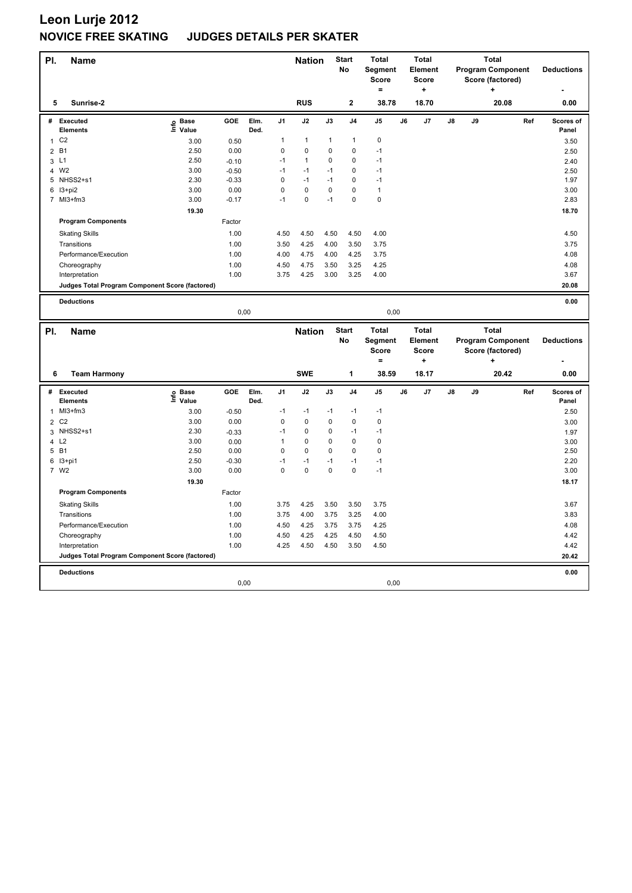# Leon Lurje 2012

## NOVICE FREE SKATING JUDGES DETAILS PER SKATER

| Pl. | Name | Nation | Start No | Total Segment Score = | Total Element Score + | Total Program Component Score (factored) + | Deductions - |
|---|---|---|---|---|---|---|---|
| 5 | Sunrise-2 | RUS | 2 | 38.78 | 18.70 | 20.08 | 0.00 |

| # | Executed Elements | Info | Base Value | GOE | Elm. Ded. | J1 | J2 | J3 | J4 | J5 | J6 | J7 | J8 | J9 | Ref | Scores of Panel |
|---|---|---|---|---|---|---|---|---|---|---|---|---|---|---|---|---|
| 1 | C2 | | 3.00 | 0.50 | | 1 | 1 | 1 | 1 | 0 | | | | | | 3.50 |
| 2 | B1 | | 2.50 | 0.00 | | 0 | 0 | 0 | 0 | -1 | | | | | | 2.50 |
| 3 | L1 | | 2.50 | -0.10 | | -1 | 1 | 0 | 0 | -1 | | | | | | 2.40 |
| 4 | W2 | | 3.00 | -0.50 | | -1 | -1 | -1 | 0 | -1 | | | | | | 2.50 |
| 5 | NHSS2+s1 | | 2.30 | -0.33 | | 0 | -1 | -1 | 0 | -1 | | | | | | 1.97 |
| 6 | I3+pi2 | | 3.00 | 0.00 | | 0 | 0 | 0 | 0 | 1 | | | | | | 3.00 |
| 7 | MI3+fm3 | | 3.00 | -0.17 | | -1 | 0 | -1 | 0 | 0 | | | | | | 2.83 |
| | | | 19.30 | | | | | | | | | | | | | 18.70 |
| | **Program Components** | | | Factor | | | | | | | | | | | | |
| | Skating Skills | | | 1.00 | | 4.50 | 4.50 | 4.50 | 4.50 | 4.00 | | | | | | 4.50 |
| | Transitions | | | 1.00 | | 3.50 | 4.25 | 4.00 | 3.50 | 3.75 | | | | | | 3.75 |
| | Performance/Execution | | | 1.00 | | 4.00 | 4.75 | 4.00 | 4.25 | 3.75 | | | | | | 4.08 |
| | Choreography | | | 1.00 | | 4.50 | 4.75 | 3.50 | 3.25 | 4.25 | | | | | | 4.08 |
| | Interpretation | | | 1.00 | | 3.75 | 4.25 | 3.00 | 3.25 | 4.00 | | | | | | 3.67 |
| | **Judges Total Program Component Score (factored)** | | | | | | | | | | | | | | | 20.08 |
| | **Deductions** | | | | | | | | | | | | | | | 0.00 |
| | | | | 0,00 | | | | | | 0,00 | | | | | | |

| Pl. | Name | Nation | Start No | Total Segment Score = | Total Element Score + | Total Program Component Score (factored) + | Deductions - |
|---|---|---|---|---|---|---|---|
| 6 | Team Harmony | SWE | 1 | 38.59 | 18.17 | 20.42 | 0.00 |

| # | Executed Elements | Info | Base Value | GOE | Elm. Ded. | J1 | J2 | J3 | J4 | J5 | J6 | J7 | J8 | J9 | Ref | Scores of Panel |
|---|---|---|---|---|---|---|---|---|---|---|---|---|---|---|---|---|
| 1 | MI3+fm3 | | 3.00 | -0.50 | | -1 | -1 | -1 | -1 | -1 | | | | | | 2.50 |
| 2 | C2 | | 3.00 | 0.00 | | 0 | 0 | 0 | 0 | 0 | | | | | | 3.00 |
| 3 | NHSS2+s1 | | 2.30 | -0.33 | | -1 | 0 | 0 | -1 | -1 | | | | | | 1.97 |
| 4 | L2 | | 3.00 | 0.00 | | 1 | 0 | 0 | 0 | 0 | | | | | | 3.00 |
| 5 | B1 | | 2.50 | 0.00 | | 0 | 0 | 0 | 0 | 0 | | | | | | 2.50 |
| 6 | I3+pi1 | | 2.50 | -0.30 | | -1 | -1 | -1 | -1 | -1 | | | | | | 2.20 |
| 7 | W2 | | 3.00 | 0.00 | | 0 | 0 | 0 | 0 | -1 | | | | | | 3.00 |
| | | | 19.30 | | | | | | | | | | | | | 18.17 |
| | **Program Components** | | | Factor | | | | | | | | | | | | |
| | Skating Skills | | | 1.00 | | 3.75 | 4.25 | 3.50 | 3.50 | 3.75 | | | | | | 3.67 |
| | Transitions | | | 1.00 | | 3.75 | 4.00 | 3.75 | 3.25 | 4.00 | | | | | | 3.83 |
| | Performance/Execution | | | 1.00 | | 4.50 | 4.25 | 3.75 | 3.75 | 4.25 | | | | | | 4.08 |
| | Choreography | | | 1.00 | | 4.50 | 4.25 | 4.25 | 4.50 | 4.50 | | | | | | 4.42 |
| | Interpretation | | | 1.00 | | 4.25 | 4.50 | 4.50 | 3.50 | 4.50 | | | | | | 4.42 |
| | **Judges Total Program Component Score (factored)** | | | | | | | | | | | | | | | 20.42 |
| | **Deductions** | | | | | | | | | | | | | | | 0.00 |
| | | | | 0,00 | | | | | | 0,00 | | | | | | |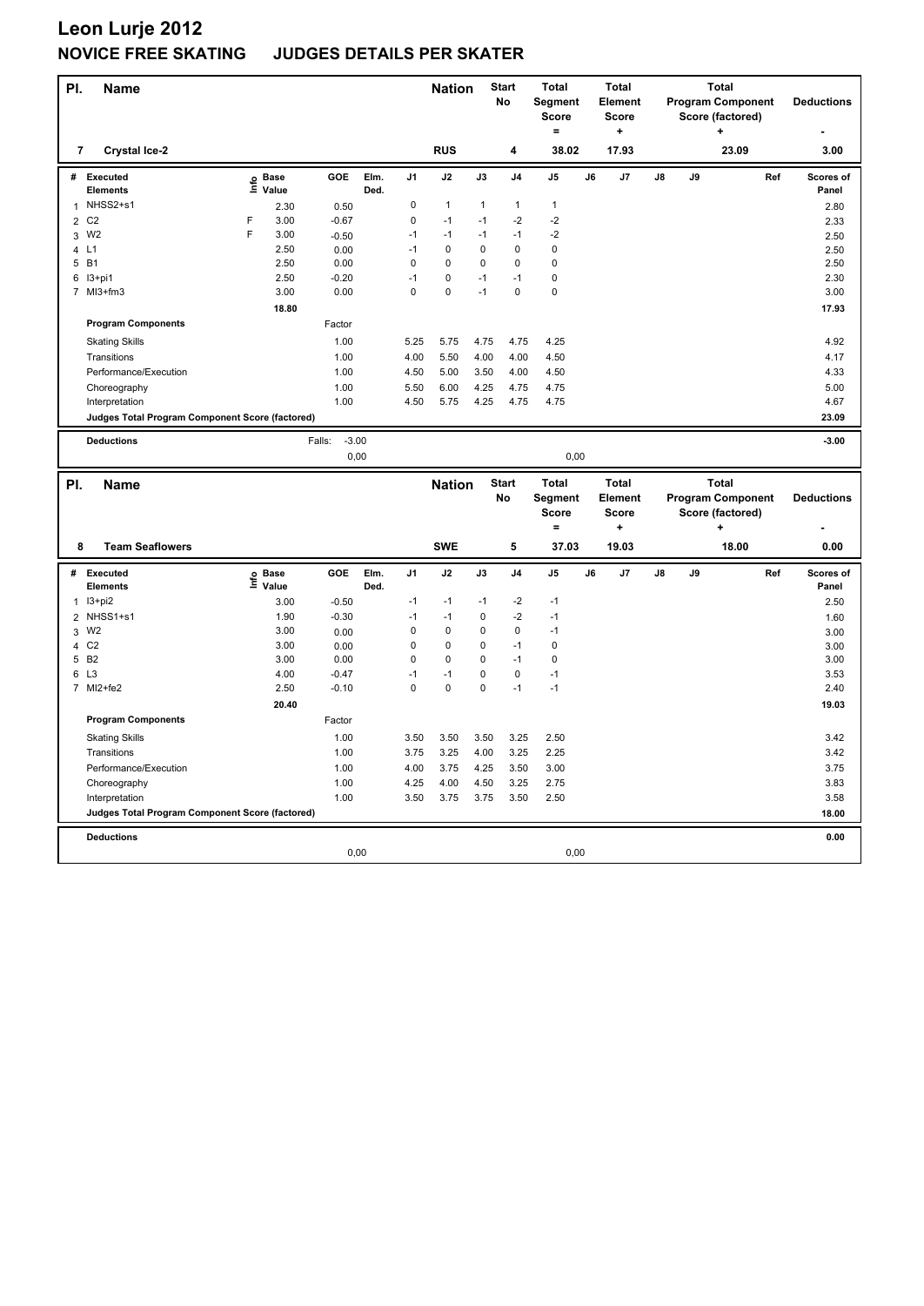# Leon Lurje 2012

## NOVICE FREE SKATING JUDGES DETAILS PER SKATER

| Pl. | Name | Nation | Start No | Total Segment Score = | Total Element Score + | Total Program Component Score (factored) + | Deductions - |
|---|---|---|---|---|---|---|---|
| 7 | Crystal Ice-2 | RUS | 4 | 38.02 | 17.93 | 23.09 | 3.00 |

| # | Executed Elements | Info | Base Value | GOE | Elm. Ded. | J1 | J2 | J3 | J4 | J5 | J6 | J7 | J8 | J9 | Ref | Scores of Panel |
|---|---|---|---|---|---|---|---|---|---|---|---|---|---|---|---|---|
| 1 | NHSS2+s1 | | 2.30 | 0.50 | | 0 | 1 | 1 | 1 | 1 | | | | | | 2.80 |
| 2 | C2 | F | 3.00 | -0.67 | | 0 | -1 | -1 | -2 | -2 | | | | | | 2.33 |
| 3 | W2 | F | 3.00 | -0.50 | | -1 | -1 | -1 | -1 | -2 | | | | | | 2.50 |
| 4 | L1 | | 2.50 | 0.00 | | -1 | 0 | 0 | 0 | 0 | | | | | | 2.50 |
| 5 | B1 | | 2.50 | 0.00 | | 0 | 0 | 0 | 0 | 0 | | | | | | 2.50 |
| 6 | I3+pi1 | | 2.50 | -0.20 | | -1 | 0 | -1 | -1 | 0 | | | | | | 2.30 |
| 7 | MI3+fm3 | | 3.00 | 0.00 | | 0 | 0 | -1 | 0 | 0 | | | | | | 3.00 |
| | | | 18.80 | | | | | | | | | | | | | 17.93 |

| Program Components | Factor | J1 | J2 | J3 | J4 | J5 | J6 | J7 | J8 | J9 | Ref | Scores of Panel |
|---|---|---|---|---|---|---|---|---|---|---|---|---|
| Skating Skills | 1.00 | 5.25 | 5.75 | 4.75 | 4.75 | 4.25 | | | | | | 4.92 |
| Transitions | 1.00 | 4.00 | 5.50 | 4.00 | 4.00 | 4.50 | | | | | | 4.17 |
| Performance/Execution | 1.00 | 4.50 | 5.00 | 3.50 | 4.00 | 4.50 | | | | | | 4.33 |
| Choreography | 1.00 | 5.50 | 6.00 | 4.25 | 4.75 | 4.75 | | | | | | 5.00 |
| Interpretation | 1.00 | 4.50 | 5.75 | 4.25 | 4.75 | 4.75 | | | | | | 4.67 |
| Judges Total Program Component Score (factored) | | | | | | | | | | | | 23.09 |

| Deductions | Falls: | -3.00 | | -3.00 |
|---|---|---|---|---|
| | | 0,00 | 0,00 | |

| Pl. | Name | Nation | Start No | Total Segment Score = | Total Element Score + | Total Program Component Score (factored) + | Deductions - |
|---|---|---|---|---|---|---|---|
| 8 | Team Seaflowers | SWE | 5 | 37.03 | 19.03 | 18.00 | 0.00 |

| # | Executed Elements | Info | Base Value | GOE | Elm. Ded. | J1 | J2 | J3 | J4 | J5 | J6 | J7 | J8 | J9 | Ref | Scores of Panel |
|---|---|---|---|---|---|---|---|---|---|---|---|---|---|---|---|---|
| 1 | I3+pi2 | | 3.00 | -0.50 | | -1 | -1 | -1 | -2 | -1 | | | | | | 2.50 |
| 2 | NHSS1+s1 | | 1.90 | -0.30 | | -1 | -1 | 0 | -2 | -1 | | | | | | 1.60 |
| 3 | W2 | | 3.00 | 0.00 | | 0 | 0 | 0 | 0 | -1 | | | | | | 3.00 |
| 4 | C2 | | 3.00 | 0.00 | | 0 | 0 | 0 | -1 | 0 | | | | | | 3.00 |
| 5 | B2 | | 3.00 | 0.00 | | 0 | 0 | 0 | -1 | 0 | | | | | | 3.00 |
| 6 | L3 | | 4.00 | -0.47 | | -1 | -1 | 0 | 0 | -1 | | | | | | 3.53 |
| 7 | MI2+fe2 | | 2.50 | -0.10 | | 0 | 0 | 0 | -1 | -1 | | | | | | 2.40 |
| | | | 20.40 | | | | | | | | | | | | | 19.03 |

| Program Components | Factor | J1 | J2 | J3 | J4 | J5 | J6 | J7 | J8 | J9 | Ref | Scores of Panel |
|---|---|---|---|---|---|---|---|---|---|---|---|---|
| Skating Skills | 1.00 | 3.50 | 3.50 | 3.50 | 3.25 | 2.50 | | | | | | 3.42 |
| Transitions | 1.00 | 3.75 | 3.25 | 4.00 | 3.25 | 2.25 | | | | | | 3.42 |
| Performance/Execution | 1.00 | 4.00 | 3.75 | 4.25 | 3.50 | 3.00 | | | | | | 3.75 |
| Choreography | 1.00 | 4.25 | 4.00 | 4.50 | 3.25 | 2.75 | | | | | | 3.83 |
| Interpretation | 1.00 | 3.50 | 3.75 | 3.75 | 3.50 | 2.50 | | | | | | 3.58 |
| Judges Total Program Component Score (factored) | | | | | | | | | | | | 18.00 |

| Deductions | | | 0.00 |
|---|---|---|---|
| | 0,00 | 0,00 | |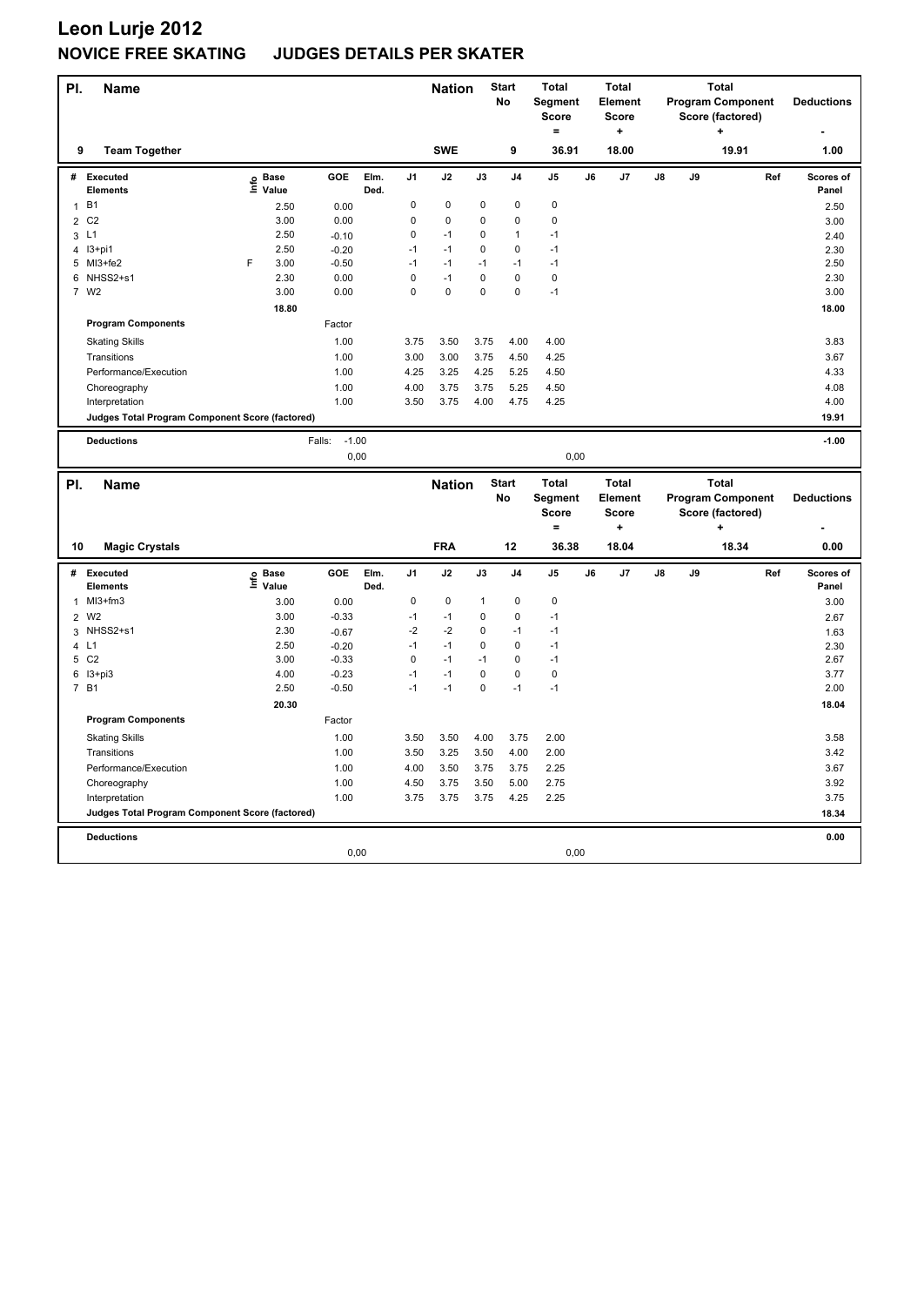# Leon Lurje 2012

## NOVICE FREE SKATING JUDGES DETAILS PER SKATER

| Pl. | Name | Nation | Start No | Total Segment Score = | Total Element Score + | Total Program Component Score (factored) + | Deductions - |
|---|---|---|---|---|---|---|---|
| 9 | Team Together | SWE | 9 | 36.91 | 18.00 | 19.91 | 1.00 |

| # | Executed Elements | Info | Base Value | GOE | Elm. Ded. | J1 | J2 | J3 | J4 | J5 | J6 | J7 | J8 | J9 | Ref | Scores of Panel |
|---|---|---|---|---|---|---|---|---|---|---|---|---|---|---|---|---|
| 1 | B1 | | 2.50 | 0.00 | | 0 | 0 | 0 | 0 | 0 | | | | | | 2.50 |
| 2 | C2 | | 3.00 | 0.00 | | 0 | 0 | 0 | 0 | 0 | | | | | | 3.00 |
| 3 | L1 | | 2.50 | -0.10 | | 0 | -1 | 0 | 1 | -1 | | | | | | 2.40 |
| 4 | I3+pi1 | | 2.50 | -0.20 | | -1 | -1 | 0 | 0 | -1 | | | | | | 2.30 |
| 5 | MI3+fe2 | F | 3.00 | -0.50 | | -1 | -1 | -1 | -1 | -1 | | | | | | 2.50 |
| 6 | NHSS2+s1 | | 2.30 | 0.00 | | 0 | -1 | 0 | 0 | 0 | | | | | | 2.30 |
| 7 | W2 | | 3.00 | 0.00 | | 0 | 0 | 0 | 0 | -1 | | | | | | 3.00 |
| | | | 18.80 | | | | | | | | | | | | | 18.00 |
| | **Program Components** | | | Factor | | | | | | | | | | | | |
| | Skating Skills | | | 1.00 | | 3.75 | 3.50 | 3.75 | 4.00 | 4.00 | | | | | | 3.83 |
| | Transitions | | | 1.00 | | 3.00 | 3.00 | 3.75 | 4.50 | 4.25 | | | | | | 3.67 |
| | Performance/Execution | | | 1.00 | | 4.25 | 3.25 | 4.25 | 5.25 | 4.50 | | | | | | 4.33 |
| | Choreography | | | 1.00 | | 4.00 | 3.75 | 3.75 | 5.25 | 4.50 | | | | | | 4.08 |
| | Interpretation | | | 1.00 | | 3.50 | 3.75 | 4.00 | 4.75 | 4.25 | | | | | | 4.00 |
| | **Judges Total Program Component Score (factored)** | | | | | | | | | | | | | | | 19.91 |
| | **Deductions** | | | Falls: -1.00 | | | | | | | | | | | | -1.00 |
| | | | | 0,00 | | | | | | 0,00 | | | | | | |

| Pl. | Name | Nation | Start No | Total Segment Score = | Total Element Score + | Total Program Component Score (factored) + | Deductions - |
|---|---|---|---|---|---|---|---|
| 10 | Magic Crystals | FRA | 12 | 36.38 | 18.04 | 18.34 | 0.00 |

| # | Executed Elements | Info | Base Value | GOE | Elm. Ded. | J1 | J2 | J3 | J4 | J5 | J6 | J7 | J8 | J9 | Ref | Scores of Panel |
|---|---|---|---|---|---|---|---|---|---|---|---|---|---|---|---|---|
| 1 | MI3+fm3 | | 3.00 | 0.00 | | 0 | 0 | 1 | 0 | 0 | | | | | | 3.00 |
| 2 | W2 | | 3.00 | -0.33 | | -1 | -1 | 0 | 0 | -1 | | | | | | 2.67 |
| 3 | NHSS2+s1 | | 2.30 | -0.67 | | -2 | -2 | 0 | -1 | -1 | | | | | | 1.63 |
| 4 | L1 | | 2.50 | -0.20 | | -1 | -1 | 0 | 0 | -1 | | | | | | 2.30 |
| 5 | C2 | | 3.00 | -0.33 | | 0 | -1 | -1 | 0 | -1 | | | | | | 2.67 |
| 6 | I3+pi3 | | 4.00 | -0.23 | | -1 | -1 | 0 | 0 | 0 | | | | | | 3.77 |
| 7 | B1 | | 2.50 | -0.50 | | -1 | -1 | 0 | -1 | -1 | | | | | | 2.00 |
| | | | 20.30 | | | | | | | | | | | | | 18.04 |
| | **Program Components** | | | Factor | | | | | | | | | | | | |
| | Skating Skills | | | 1.00 | | 3.50 | 3.50 | 4.00 | 3.75 | 2.00 | | | | | | 3.58 |
| | Transitions | | | 1.00 | | 3.50 | 3.25 | 3.50 | 4.00 | 2.00 | | | | | | 3.42 |
| | Performance/Execution | | | 1.00 | | 4.00 | 3.50 | 3.75 | 3.75 | 2.25 | | | | | | 3.67 |
| | Choreography | | | 1.00 | | 4.50 | 3.75 | 3.50 | 5.00 | 2.75 | | | | | | 3.92 |
| | Interpretation | | | 1.00 | | 3.75 | 3.75 | 3.75 | 4.25 | 2.25 | | | | | | 3.75 |
| | **Judges Total Program Component Score (factored)** | | | | | | | | | | | | | | | 18.34 |
| | **Deductions** | | | | | | | | | | | | | | | 0.00 |
| | | | | 0,00 | | | | | | 0,00 | | | | | | |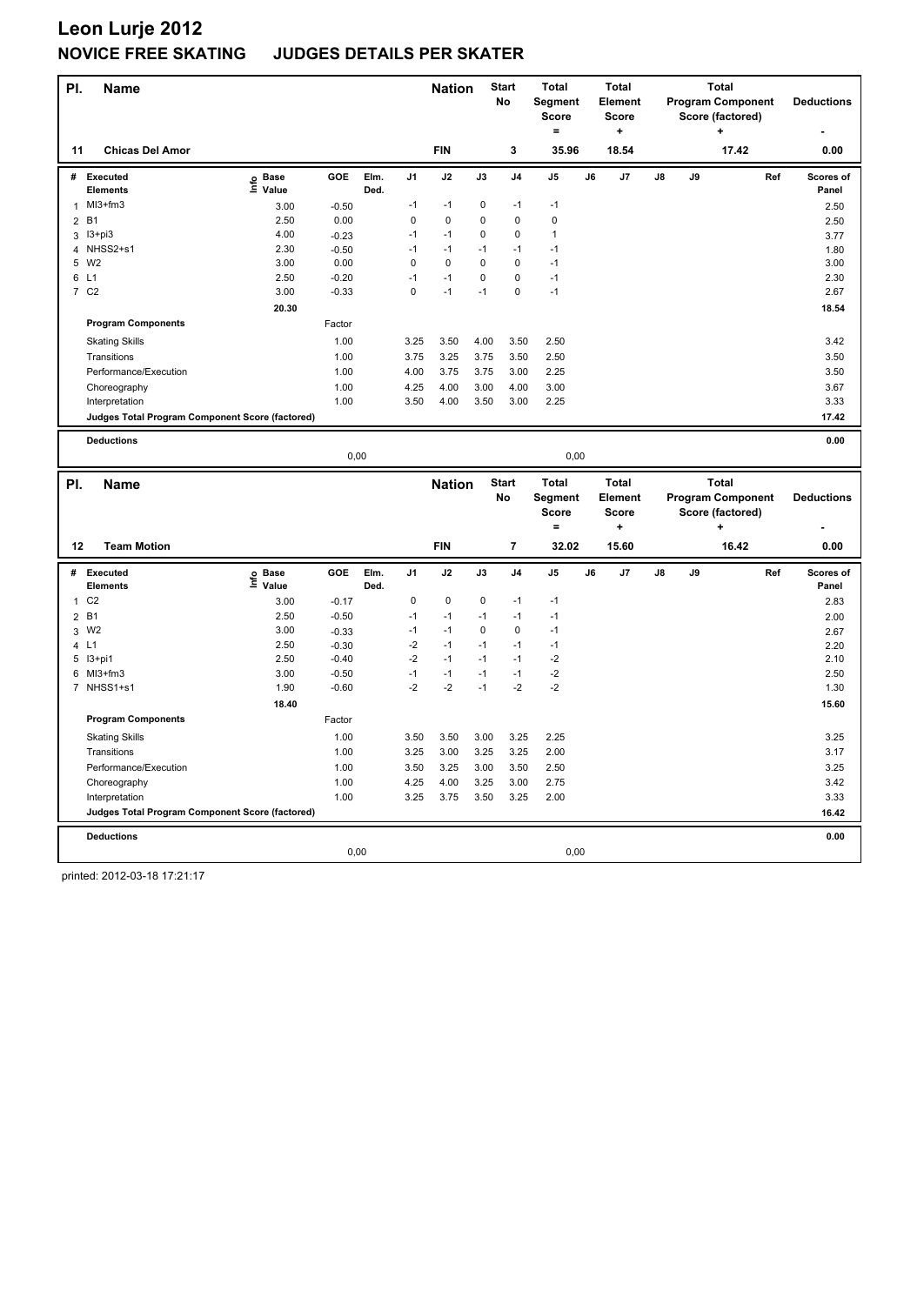# Leon Lurje 2012

## NOVICE FREE SKATING JUDGES DETAILS PER SKATER

| Pl. | Name | Nation | Start No | Total Segment Score = | Total Element Score + | Total Program Component Score (factored) + | Deductions - |
|---|---|---|---|---|---|---|---|
| 11 | Chicas Del Amor | FIN | 3 | 35.96 | 18.54 | 17.42 | 0.00 |

| # | Executed Elements | Info | Base Value | GOE | Elm. Ded. | J1 | J2 | J3 | J4 | J5 | J6 | J7 | J8 | J9 | Ref | Scores of Panel |
|---|---|---|---|---|---|---|---|---|---|---|---|---|---|---|---|---|
| 1 | MI3+fm3 | | 3.00 | -0.50 | | -1 | -1 | 0 | -1 | -1 | | | | | | 2.50 |
| 2 | B1 | | 2.50 | 0.00 | | 0 | 0 | 0 | 0 | 0 | | | | | | 2.50 |
| 3 | I3+pi3 | | 4.00 | -0.23 | | -1 | -1 | 0 | 0 | 1 | | | | | | 3.77 |
| 4 | NHSS2+s1 | | 2.30 | -0.50 | | -1 | -1 | -1 | -1 | -1 | | | | | | 1.80 |
| 5 | W2 | | 3.00 | 0.00 | | 0 | 0 | 0 | 0 | -1 | | | | | | 3.00 |
| 6 | L1 | | 2.50 | -0.20 | | -1 | -1 | 0 | 0 | -1 | | | | | | 2.30 |
| 7 | C2 | | 3.00 | -0.33 | | 0 | -1 | -1 | 0 | -1 | | | | | | 2.67 |
| | | | 20.30 | | | | | | | | | | | | | 18.54 |
| | **Program Components** | | | Factor | | | | | | | | | | | | |
| | Skating Skills | | | 1.00 | | 3.25 | 3.50 | 4.00 | 3.50 | 2.50 | | | | | | 3.42 |
| | Transitions | | | 1.00 | | 3.75 | 3.25 | 3.75 | 3.50 | 2.50 | | | | | | 3.50 |
| | Performance/Execution | | | 1.00 | | 4.00 | 3.75 | 3.75 | 3.00 | 2.25 | | | | | | 3.50 |
| | Choreography | | | 1.00 | | 4.25 | 4.00 | 3.00 | 4.00 | 3.00 | | | | | | 3.67 |
| | Interpretation | | | 1.00 | | 3.50 | 4.00 | 3.50 | 3.00 | 2.25 | | | | | | 3.33 |
| | **Judges Total Program Component Score (factored)** | | | | | | | | | | | | | | | 17.42 |
| | **Deductions** | | | | | | | | | | | | | | | 0.00 |
| | | | | 0,00 | | | | | | 0,00 | | | | | | |

| Pl. | Name | Nation | Start No | Total Segment Score = | Total Element Score + | Total Program Component Score (factored) + | Deductions - |
|---|---|---|---|---|---|---|---|
| 12 | Team Motion | FIN | 7 | 32.02 | 15.60 | 16.42 | 0.00 |

| # | Executed Elements | Info | Base Value | GOE | Elm. Ded. | J1 | J2 | J3 | J4 | J5 | J6 | J7 | J8 | J9 | Ref | Scores of Panel |
|---|---|---|---|---|---|---|---|---|---|---|---|---|---|---|---|---|
| 1 | C2 | | 3.00 | -0.17 | | 0 | 0 | 0 | -1 | -1 | | | | | | 2.83 |
| 2 | B1 | | 2.50 | -0.50 | | -1 | -1 | -1 | -1 | -1 | | | | | | 2.00 |
| 3 | W2 | | 3.00 | -0.33 | | -1 | -1 | 0 | 0 | -1 | | | | | | 2.67 |
| 4 | L1 | | 2.50 | -0.30 | | -2 | -1 | -1 | -1 | -1 | | | | | | 2.20 |
| 5 | I3+pi1 | | 2.50 | -0.40 | | -2 | -1 | -1 | -1 | -2 | | | | | | 2.10 |
| 6 | MI3+fm3 | | 3.00 | -0.50 | | -1 | -1 | -1 | -1 | -2 | | | | | | 2.50 |
| 7 | NHSS1+s1 | | 1.90 | -0.60 | | -2 | -2 | -1 | -2 | -2 | | | | | | 1.30 |
| | | | 18.40 | | | | | | | | | | | | | 15.60 |
| | **Program Components** | | | Factor | | | | | | | | | | | | |
| | Skating Skills | | | 1.00 | | 3.50 | 3.50 | 3.00 | 3.25 | 2.25 | | | | | | 3.25 |
| | Transitions | | | 1.00 | | 3.25 | 3.00 | 3.25 | 3.25 | 2.00 | | | | | | 3.17 |
| | Performance/Execution | | | 1.00 | | 3.50 | 3.25 | 3.00 | 3.50 | 2.50 | | | | | | 3.25 |
| | Choreography | | | 1.00 | | 4.25 | 4.00 | 3.25 | 3.00 | 2.75 | | | | | | 3.42 |
| | Interpretation | | | 1.00 | | 3.25 | 3.75 | 3.50 | 3.25 | 2.00 | | | | | | 3.33 |
| | **Judges Total Program Component Score (factored)** | | | | | | | | | | | | | | | 16.42 |
| | **Deductions** | | | | | | | | | | | | | | | 0.00 |
| | | | | 0,00 | | | | | | 0,00 | | | | | | |

printed: 2012-03-18 17:21:17